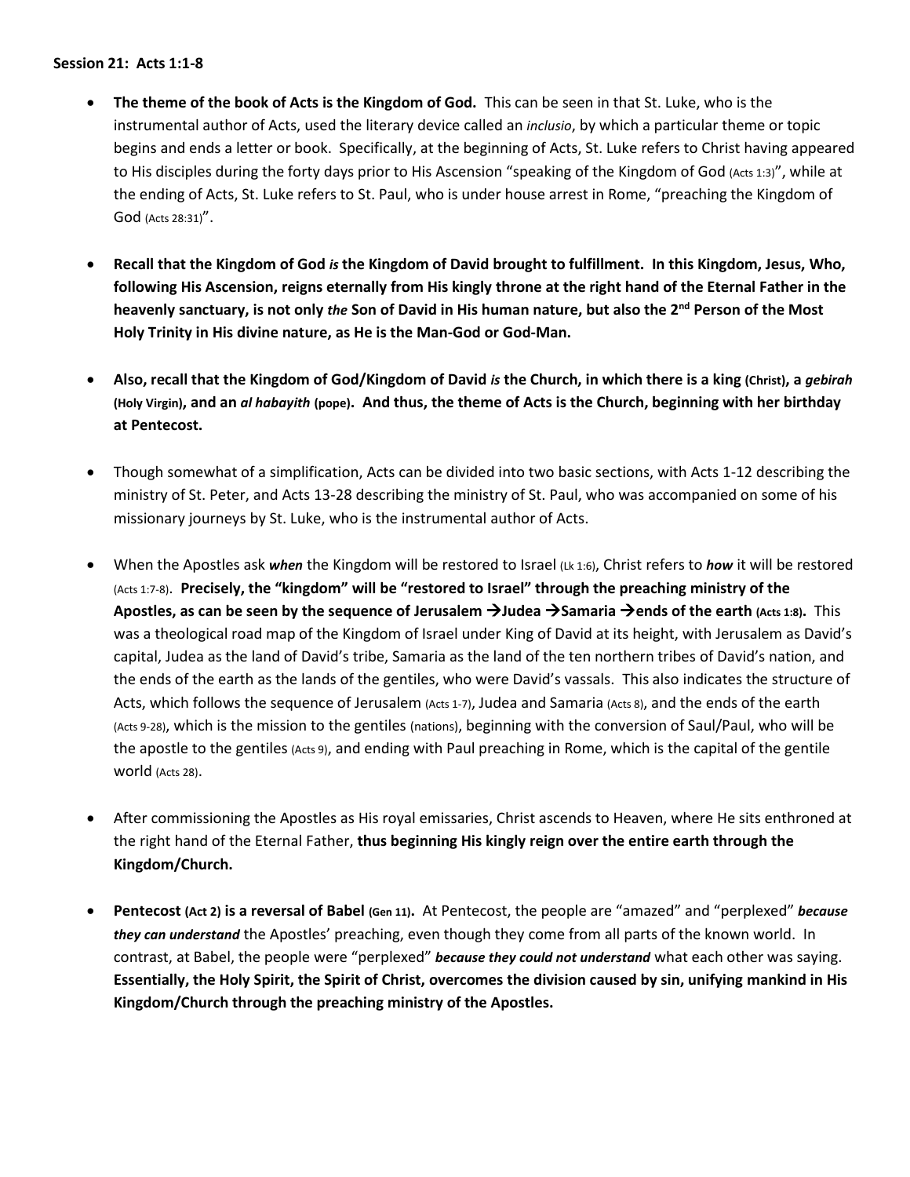**Session 21: Acts 1:1-8**

- **The theme of the book of Acts is the Kingdom of God.** This can be seen in that St. Luke, who is the instrumental author of Acts, used the literary device called an *inclusio*, by which a particular theme or topic begins and ends a letter or book. Specifically, at the beginning of Acts, St. Luke refers to Christ having appeared to His disciples during the forty days prior to His Ascension "speaking of the Kingdom of God (Acts 1:3)", while at the ending of Acts, St. Luke refers to St. Paul, who is under house arrest in Rome, "preaching the Kingdom of God (Acts 28:31)".

- **Recall that the Kingdom of God *is* the Kingdom of David brought to fulfillment. In this Kingdom, Jesus, Who, following His Ascension, reigns eternally from His kingly throne at the right hand of the Eternal Father in the heavenly sanctuary, is not only *the* Son of David in His human nature, but also the 2nd Person of the Most Holy Trinity in His divine nature, as He is the Man-God or God-Man.**

- **Also, recall that the Kingdom of God/Kingdom of David *is* the Church, in which there is a king (Christ), a *gebirah* (Holy Virgin), and an *al habayith* (pope). And thus, the theme of Acts is the Church, beginning with her birthday at Pentecost.**

- Though somewhat of a simplification, Acts can be divided into two basic sections, with Acts 1-12 describing the ministry of St. Peter, and Acts 13-28 describing the ministry of St. Paul, who was accompanied on some of his missionary journeys by St. Luke, who is the instrumental author of Acts.

- When the Apostles ask ***when*** the Kingdom will be restored to Israel (Lk 1:6), Christ refers to ***how*** it will be restored (Acts 1:7-8). **Precisely, the "kingdom" will be "restored to Israel" through the preaching ministry of the Apostles, as can be seen by the sequence of Jerusalem →Judea →Samaria →ends of the earth (Acts 1:8).** This was a theological road map of the Kingdom of Israel under King of David at its height, with Jerusalem as David's capital, Judea as the land of David's tribe, Samaria as the land of the ten northern tribes of David's nation, and the ends of the earth as the lands of the gentiles, who were David's vassals. This also indicates the structure of Acts, which follows the sequence of Jerusalem (Acts 1-7), Judea and Samaria (Acts 8), and the ends of the earth (Acts 9-28), which is the mission to the gentiles (nations), beginning with the conversion of Saul/Paul, who will be the apostle to the gentiles (Acts 9), and ending with Paul preaching in Rome, which is the capital of the gentile world (Acts 28).

- After commissioning the Apostles as His royal emissaries, Christ ascends to Heaven, where He sits enthroned at the right hand of the Eternal Father, **thus beginning His kingly reign over the entire earth through the Kingdom/Church.**

- **Pentecost (Act 2) is a reversal of Babel (Gen 11).** At Pentecost, the people are "amazed" and "perplexed" ***because they can understand*** the Apostles' preaching, even though they come from all parts of the known world. In contrast, at Babel, the people were "perplexed" ***because they could not understand*** what each other was saying. **Essentially, the Holy Spirit, the Spirit of Christ, overcomes the division caused by sin, unifying mankind in His Kingdom/Church through the preaching ministry of the Apostles.**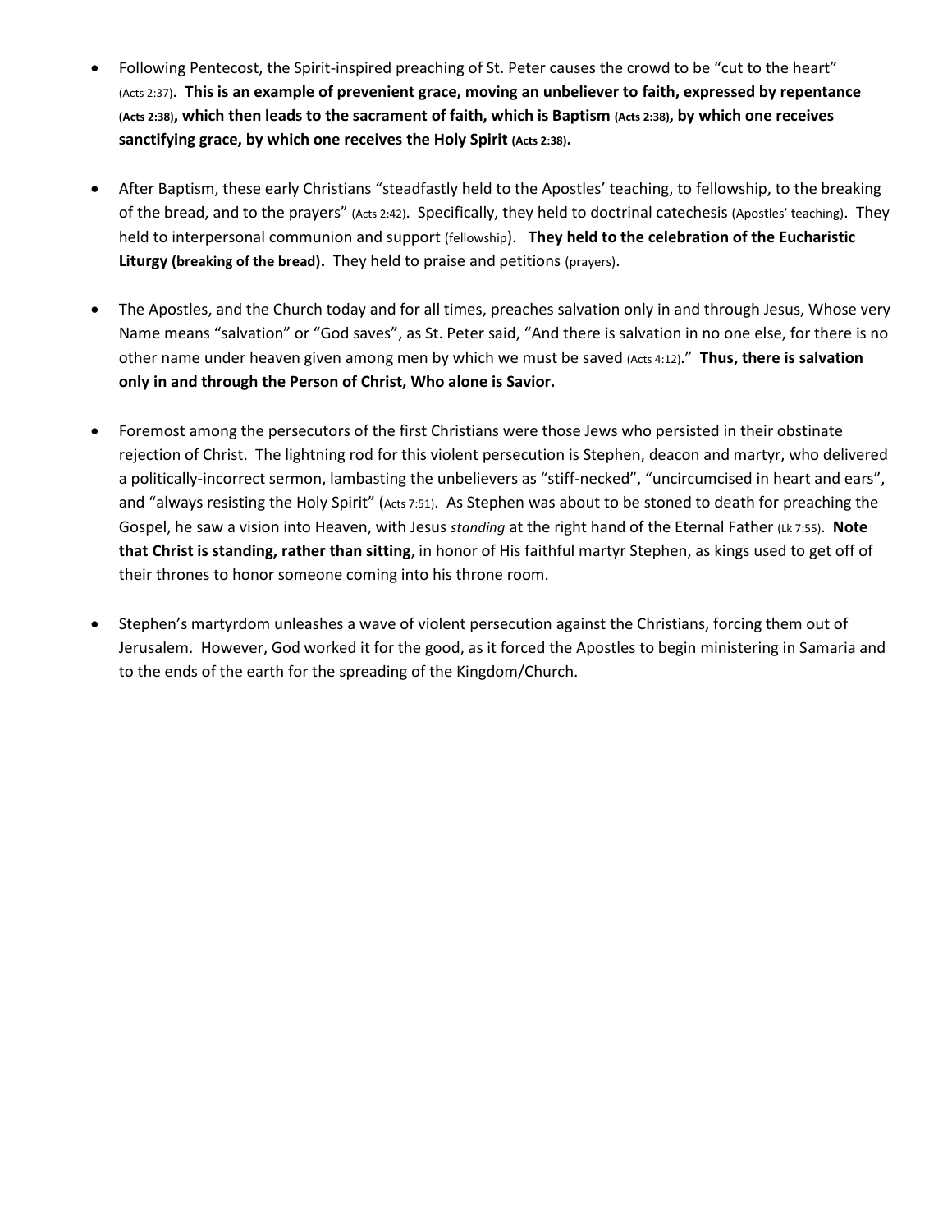- Following Pentecost, the Spirit-inspired preaching of St. Peter causes the crowd to be "cut to the heart" (Acts 2:37). **This is an example of prevenient grace, moving an unbeliever to faith, expressed by repentance (Acts 2:38), which then leads to the sacrament of faith, which is Baptism (Acts 2:38), by which one receives sanctifying grace, by which one receives the Holy Spirit (Acts 2:38).**

- After Baptism, these early Christians "steadfastly held to the Apostles' teaching, to fellowship, to the breaking of the bread, and to the prayers" (Acts 2:42). Specifically, they held to doctrinal catechesis (Apostles' teaching). They held to interpersonal communion and support (fellowship). **They held to the celebration of the Eucharistic Liturgy (breaking of the bread).** They held to praise and petitions (prayers).

- The Apostles, and the Church today and for all times, preaches salvation only in and through Jesus, Whose very Name means "salvation" or "God saves", as St. Peter said, "And there is salvation in no one else, for there is no other name under heaven given among men by which we must be saved (Acts 4:12)." **Thus, there is salvation only in and through the Person of Christ, Who alone is Savior.**

- Foremost among the persecutors of the first Christians were those Jews who persisted in their obstinate rejection of Christ. The lightning rod for this violent persecution is Stephen, deacon and martyr, who delivered a politically-incorrect sermon, lambasting the unbelievers as "stiff-necked", "uncircumcised in heart and ears", and "always resisting the Holy Spirit" (Acts 7:51). As Stephen was about to be stoned to death for preaching the Gospel, he saw a vision into Heaven, with Jesus *standing* at the right hand of the Eternal Father (Lk 7:55). **Note that Christ is standing, rather than sitting**, in honor of His faithful martyr Stephen, as kings used to get off of their thrones to honor someone coming into his throne room.

- Stephen's martyrdom unleashes a wave of violent persecution against the Christians, forcing them out of Jerusalem. However, God worked it for the good, as it forced the Apostles to begin ministering in Samaria and to the ends of the earth for the spreading of the Kingdom/Church.